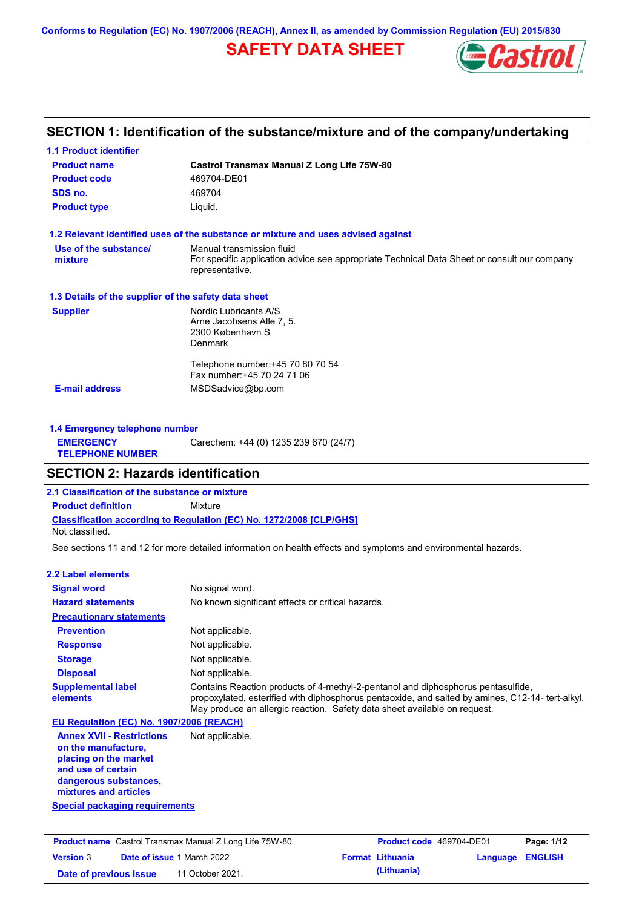Conforms to Regulation (EC) No. 1907/2006 (REACH), Annex II, as amended by Commission Regulation (EU) 2015/830

# SAFETY DATA SHEET

## SECTION 1: Identification of the substance/mixture and of the company/undertaking

### 1.1 Product identifier

| | |
|---|---|
| **Product name** | **Castrol Transmax Manual Z Long Life 75W-80** |
| **Product code** | 469704-DE01 |
| **SDS no.** | 469704 |
| **Product type** | Liquid. |

### 1.2 Relevant identified uses of the substance or mixture and uses advised against

| | |
|---|---|
| **Use of the substance/ mixture** | Manual transmission fluid<br>For specific application advice see appropriate Technical Data Sheet or consult our company representative. |

### 1.3 Details of the supplier of the safety data sheet

| | |
|---|---|
| **Supplier** | Nordic Lubricants A/S<br>Arne Jacobsens Alle 7, 5.<br>2300 København S<br>Denmark<br><br>Telephone number:+45 70 80 70 54<br>Fax number:+45 70 24 71 06 |
| **E-mail address** | MSDSadvice@bp.com |

### 1.4 Emergency telephone number

| | |
|---|---|
| **EMERGENCY TELEPHONE NUMBER** | Carechem: +44 (0) 1235 239 670 (24/7) |

## SECTION 2: Hazards identification

### 2.1 Classification of the substance or mixture

**Product definition** Mixture

**Classification according to Regulation (EC) No. 1272/2008 [CLP/GHS]**

Not classified.

See sections 11 and 12 for more detailed information on health effects and symptoms and environmental hazards.

### 2.2 Label elements

| | |
|---|---|
| **Signal word** | No signal word. |
| **Hazard statements** | No known significant effects or critical hazards. |

**Precautionary statements**

| | |
|---|---|
| **Prevention** | Not applicable. |
| **Response** | Not applicable. |
| **Storage** | Not applicable. |
| **Disposal** | Not applicable. |
| **Supplemental label elements** | Contains Reaction products of 4-methyl-2-pentanol and diphosphorus pentasulfide, propoxylated, esterified with diphosphorus pentaoxide, and salted by amines, C12-14- tert-alkyl. May produce an allergic reaction. Safety data sheet available on request. |

**EU Regulation (EC) No. 1907/2006 (REACH)**

| | |
|---|---|
| **Annex XVII - Restrictions on the manufacture, placing on the market and use of certain dangerous substances, mixtures and articles** | Not applicable. |

**Special packaging requirements**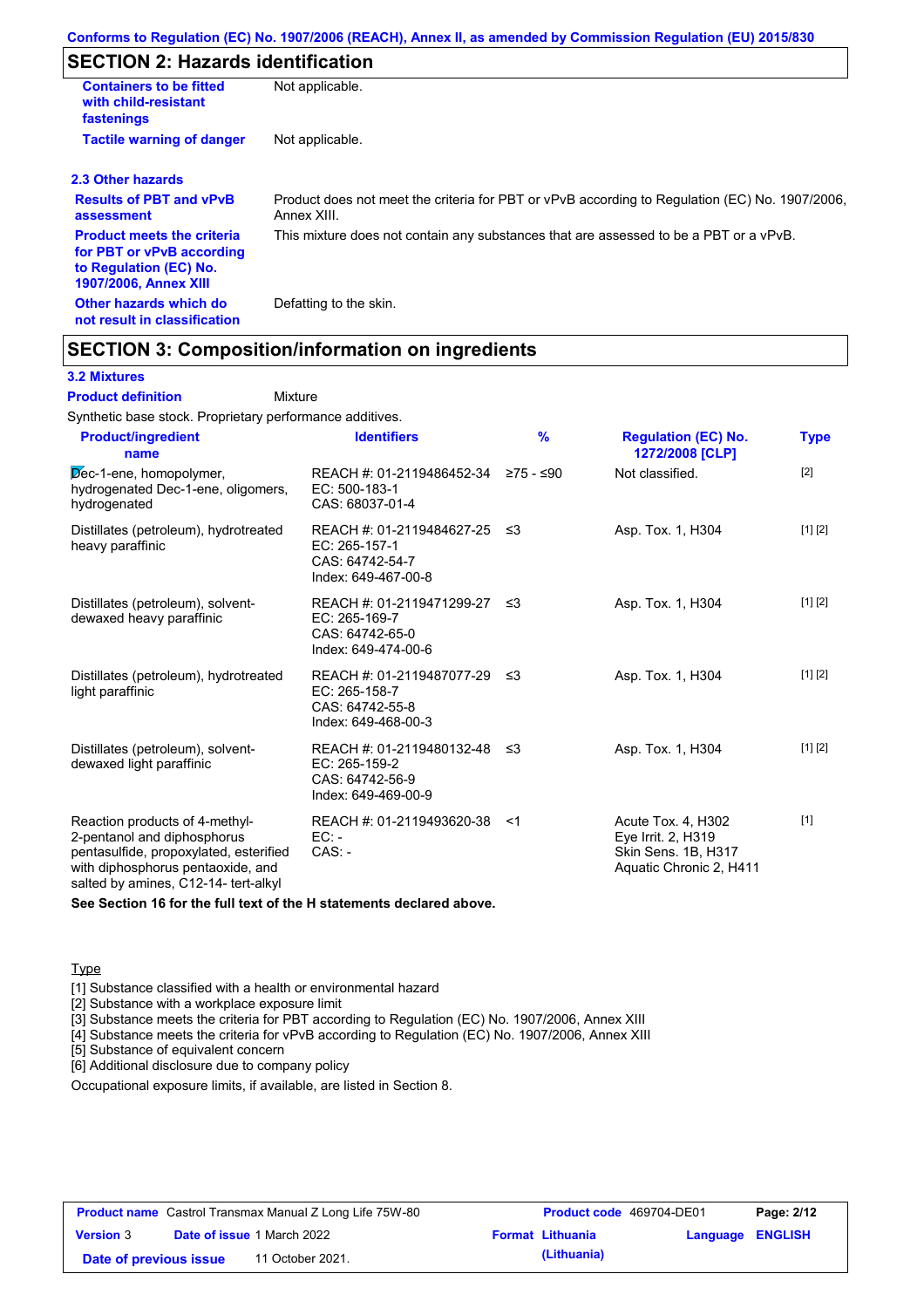## SECTION 2: Hazards identification

| | |
|---|---|
| **Containers to be fitted with child-resistant fastenings** | Not applicable. |
| **Tactile warning of danger** | Not applicable. |

### 2.3 Other hazards

| | |
|---|---|
| **Results of PBT and vPvB assessment** | Product does not meet the criteria for PBT or vPvB according to Regulation (EC) No. 1907/2006, Annex XIII. |
| **Product meets the criteria for PBT or vPvB according to Regulation (EC) No. 1907/2006, Annex XIII** | This mixture does not contain any substances that are assessed to be a PBT or a vPvB. |
| **Other hazards which do not result in classification** | Defatting to the skin. |

## SECTION 3: Composition/information on ingredients

### 3.2 Mixtures

**Product definition** Mixture

Synthetic base stock. Proprietary performance additives.

| Product/ingredient name | Identifiers | % | Regulation (EC) No. 1272/2008 [CLP] | Type |
|---|---|---|---|---|
| Dec-1-ene, homopolymer, hydrogenated Dec-1-ene, oligomers, hydrogenated | REACH #: 01-2119486452-34<br>EC: 500-183-1<br>CAS: 68037-01-4 | ≥75 - ≤90 | Not classified. | [2] |
| Distillates (petroleum), hydrotreated heavy paraffinic | REACH #: 01-2119484627-25<br>EC: 265-157-1<br>CAS: 64742-54-7<br>Index: 649-467-00-8 | ≤3 | Asp. Tox. 1, H304 | [1] [2] |
| Distillates (petroleum), solvent-dewaxed heavy paraffinic | REACH #: 01-2119471299-27<br>EC: 265-169-7<br>CAS: 64742-65-0<br>Index: 649-474-00-6 | ≤3 | Asp. Tox. 1, H304 | [1] [2] |
| Distillates (petroleum), hydrotreated light paraffinic | REACH #: 01-2119487077-29<br>EC: 265-158-7<br>CAS: 64742-55-8<br>Index: 649-468-00-3 | ≤3 | Asp. Tox. 1, H304 | [1] [2] |
| Distillates (petroleum), solvent-dewaxed light paraffinic | REACH #: 01-2119480132-48<br>EC: 265-159-2<br>CAS: 64742-56-9<br>Index: 649-469-00-9 | ≤3 | Asp. Tox. 1, H304 | [1] [2] |
| Reaction products of 4-methyl-2-pentanol and diphosphorus pentasulfide, propoxylated, esterified with diphosphorus pentaoxide, and salted by amines, C12-14- tert-alkyl | REACH #: 01-2119493620-38<br>EC: -<br>CAS: - | <1 | Acute Tox. 4, H302<br>Eye Irrit. 2, H319<br>Skin Sens. 1B, H317<br>Aquatic Chronic 2, H411 | [1] |

**See Section 16 for the full text of the H statements declared above.**

Type

[1] Substance classified with a health or environmental hazard
[2] Substance with a workplace exposure limit
[3] Substance meets the criteria for PBT according to Regulation (EC) No. 1907/2006, Annex XIII
[4] Substance meets the criteria for vPvB according to Regulation (EC) No. 1907/2006, Annex XIII
[5] Substance of equivalent concern
[6] Additional disclosure due to company policy

Occupational exposure limits, if available, are listed in Section 8.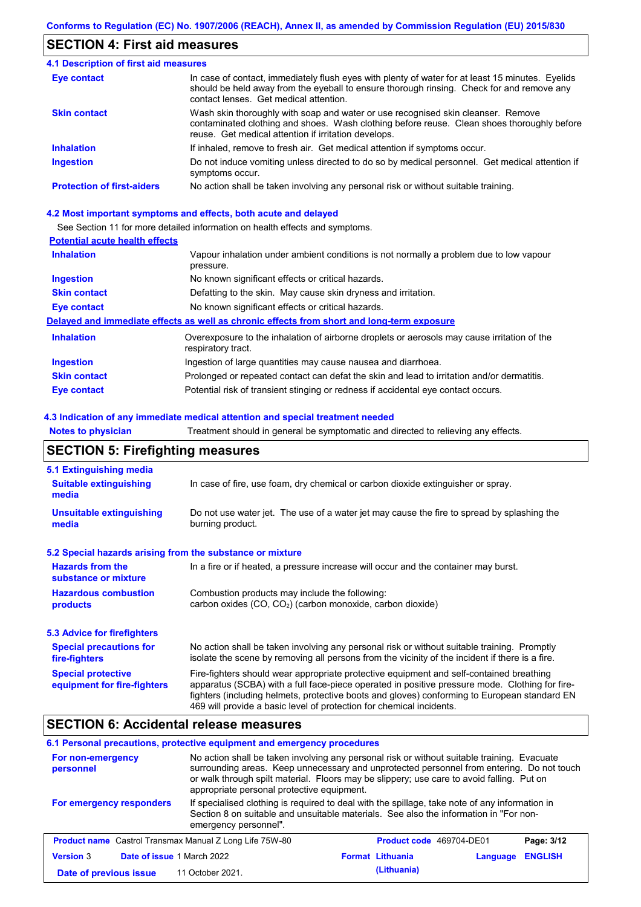## SECTION 4: First aid measures

### 4.1 Description of first aid measures

| | |
|---|---|
| **Eye contact** | In case of contact, immediately flush eyes with plenty of water for at least 15 minutes. Eyelids should be held away from the eyeball to ensure thorough rinsing. Check for and remove any contact lenses. Get medical attention. |
| **Skin contact** | Wash skin thoroughly with soap and water or use recognised skin cleanser. Remove contaminated clothing and shoes. Wash clothing before reuse. Clean shoes thoroughly before reuse. Get medical attention if irritation develops. |
| **Inhalation** | If inhaled, remove to fresh air. Get medical attention if symptoms occur. |
| **Ingestion** | Do not induce vomiting unless directed to do so by medical personnel. Get medical attention if symptoms occur. |
| **Protection of first-aiders** | No action shall be taken involving any personal risk or without suitable training. |

### 4.2 Most important symptoms and effects, both acute and delayed

See Section 11 for more detailed information on health effects and symptoms.

**Potential acute health effects**

| | |
|---|---|
| **Inhalation** | Vapour inhalation under ambient conditions is not normally a problem due to low vapour pressure. |
| **Ingestion** | No known significant effects or critical hazards. |
| **Skin contact** | Defatting to the skin. May cause skin dryness and irritation. |
| **Eye contact** | No known significant effects or critical hazards. |

**Delayed and immediate effects as well as chronic effects from short and long-term exposure**

| | |
|---|---|
| **Inhalation** | Overexposure to the inhalation of airborne droplets or aerosols may cause irritation of the respiratory tract. |
| **Ingestion** | Ingestion of large quantities may cause nausea and diarrhoea. |
| **Skin contact** | Prolonged or repeated contact can defat the skin and lead to irritation and/or dermatitis. |
| **Eye contact** | Potential risk of transient stinging or redness if accidental eye contact occurs. |

### 4.3 Indication of any immediate medical attention and special treatment needed

| | |
|---|---|
| **Notes to physician** | Treatment should in general be symptomatic and directed to relieving any effects. |

## SECTION 5: Firefighting measures

### 5.1 Extinguishing media

| | |
|---|---|
| **Suitable extinguishing media** | In case of fire, use foam, dry chemical or carbon dioxide extinguisher or spray. |
| **Unsuitable extinguishing media** | Do not use water jet. The use of a water jet may cause the fire to spread by splashing the burning product. |

### 5.2 Special hazards arising from the substance or mixture

| | |
|---|---|
| **Hazards from the substance or mixture** | In a fire or if heated, a pressure increase will occur and the container may burst. |
| **Hazardous combustion products** | Combustion products may include the following: carbon oxides (CO, $CO_2$) (carbon monoxide, carbon dioxide) |

### 5.3 Advice for firefighters

| | |
|---|---|
| **Special precautions for fire-fighters** | No action shall be taken involving any personal risk or without suitable training. Promptly isolate the scene by removing all persons from the vicinity of the incident if there is a fire. |
| **Special protective equipment for fire-fighters** | Fire-fighters should wear appropriate protective equipment and self-contained breathing apparatus (SCBA) with a full face-piece operated in positive pressure mode. Clothing for fire-fighters (including helmets, protective boots and gloves) conforming to European standard EN 469 will provide a basic level of protection for chemical incidents. |

## SECTION 6: Accidental release measures

### 6.1 Personal precautions, protective equipment and emergency procedures

| | |
|---|---|
| **For non-emergency personnel** | No action shall be taken involving any personal risk or without suitable training. Evacuate surrounding areas. Keep unnecessary and unprotected personnel from entering. Do not touch or walk through spilt material. Floors may be slippery; use care to avoid falling. Put on appropriate personal protective equipment. |
| **For emergency responders** | If specialised clothing is required to deal with the spillage, take note of any information in Section 8 on suitable and unsuitable materials. See also the information in "For non-emergency personnel". |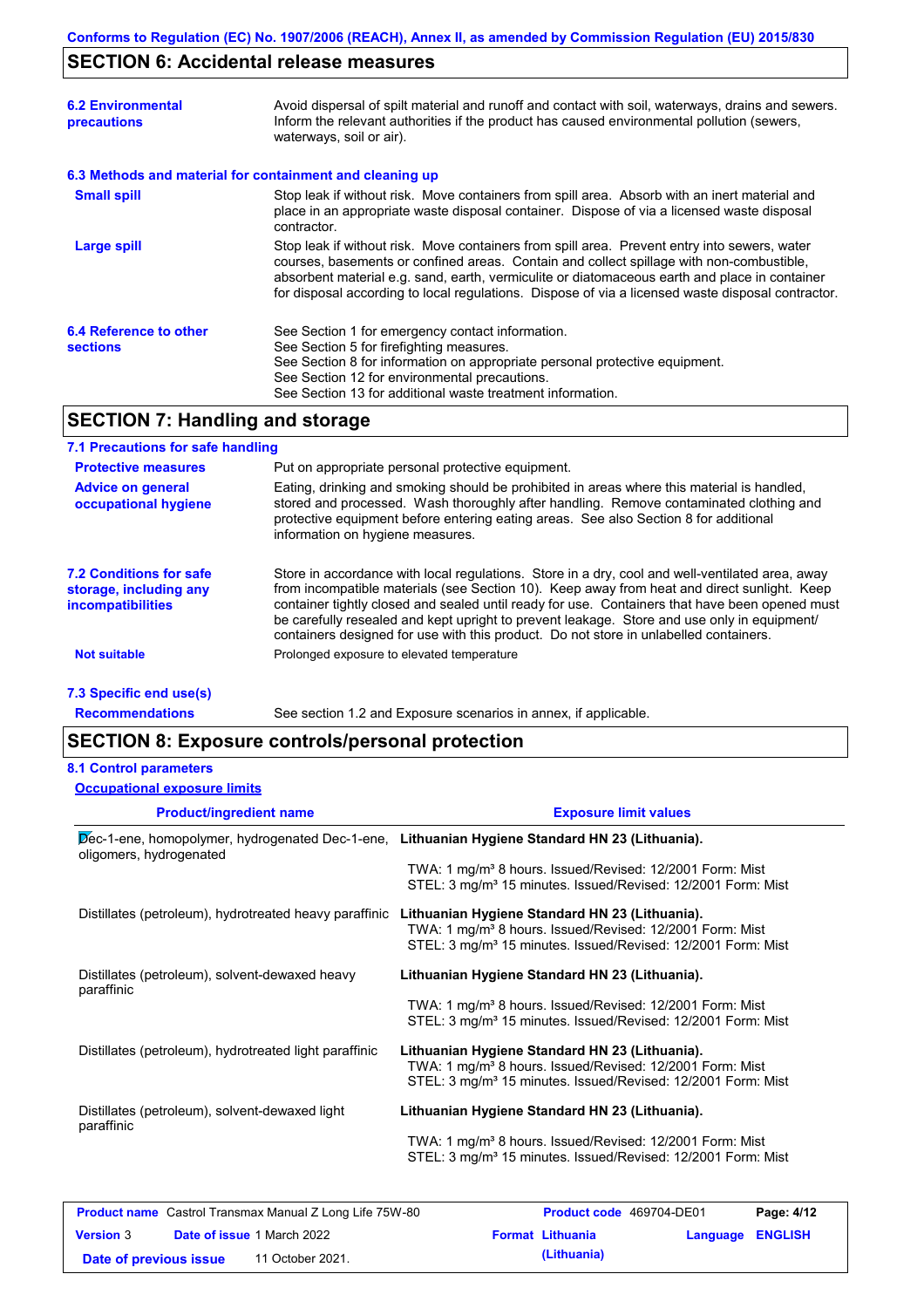## SECTION 6: Accidental release measures

| | |
|---|---|
| **6.2 Environmental precautions** | Avoid dispersal of spilt material and runoff and contact with soil, waterways, drains and sewers. Inform the relevant authorities if the product has caused environmental pollution (sewers, waterways, soil or air). |

**6.3 Methods and material for containment and cleaning up**

| | |
|---|---|
| **Small spill** | Stop leak if without risk. Move containers from spill area. Absorb with an inert material and place in an appropriate waste disposal container. Dispose of via a licensed waste disposal contractor. |
| **Large spill** | Stop leak if without risk. Move containers from spill area. Prevent entry into sewers, water courses, basements or confined areas. Contain and collect spillage with non-combustible, absorbent material e.g. sand, earth, vermiculite or diatomaceous earth and place in container for disposal according to local regulations. Dispose of via a licensed waste disposal contractor. |
| **6.4 Reference to other sections** | See Section 1 for emergency contact information.<br>See Section 5 for firefighting measures.<br>See Section 8 for information on appropriate personal protective equipment.<br>See Section 12 for environmental precautions.<br>See Section 13 for additional waste treatment information. |

## SECTION 7: Handling and storage

**7.1 Precautions for safe handling**

| | |
|---|---|
| **Protective measures** | Put on appropriate personal protective equipment. |
| **Advice on general occupational hygiene** | Eating, drinking and smoking should be prohibited in areas where this material is handled, stored and processed. Wash thoroughly after handling. Remove contaminated clothing and protective equipment before entering eating areas. See also Section 8 for additional information on hygiene measures. |
| **7.2 Conditions for safe storage, including any incompatibilities** | Store in accordance with local regulations. Store in a dry, cool and well-ventilated area, away from incompatible materials (see Section 10). Keep away from heat and direct sunlight. Keep container tightly closed and sealed until ready for use. Containers that have been opened must be carefully resealed and kept upright to prevent leakage. Store and use only in equipment/ containers designed for use with this product. Do not store in unlabelled containers. |
| **Not suitable** | Prolonged exposure to elevated temperature |

**7.3 Specific end use(s)**

| | |
|---|---|
| **Recommendations** | See section 1.2 and Exposure scenarios in annex, if applicable. |

## SECTION 8: Exposure controls/personal protection

**8.1 Control parameters**

**Occupational exposure limits**

| Product/ingredient name | Exposure limit values |
|---|---|
| Dec-1-ene, homopolymer, hydrogenated Dec-1-ene, oligomers, hydrogenated | **Lithuanian Hygiene Standard HN 23 (Lithuania).**<br>TWA: 1 mg/m³ 8 hours. Issued/Revised: 12/2001 Form: Mist<br>STEL: 3 mg/m³ 15 minutes. Issued/Revised: 12/2001 Form: Mist |
| Distillates (petroleum), hydrotreated heavy paraffinic | **Lithuanian Hygiene Standard HN 23 (Lithuania).**<br>TWA: 1 mg/m³ 8 hours. Issued/Revised: 12/2001 Form: Mist<br>STEL: 3 mg/m³ 15 minutes. Issued/Revised: 12/2001 Form: Mist |
| Distillates (petroleum), solvent-dewaxed heavy paraffinic | **Lithuanian Hygiene Standard HN 23 (Lithuania).**<br>TWA: 1 mg/m³ 8 hours. Issued/Revised: 12/2001 Form: Mist<br>STEL: 3 mg/m³ 15 minutes. Issued/Revised: 12/2001 Form: Mist |
| Distillates (petroleum), hydrotreated light paraffinic | **Lithuanian Hygiene Standard HN 23 (Lithuania).**<br>TWA: 1 mg/m³ 8 hours. Issued/Revised: 12/2001 Form: Mist<br>STEL: 3 mg/m³ 15 minutes. Issued/Revised: 12/2001 Form: Mist |
| Distillates (petroleum), solvent-dewaxed light paraffinic | **Lithuanian Hygiene Standard HN 23 (Lithuania).**<br>TWA: 1 mg/m³ 8 hours. Issued/Revised: 12/2001 Form: Mist<br>STEL: 3 mg/m³ 15 minutes. Issued/Revised: 12/2001 Form: Mist |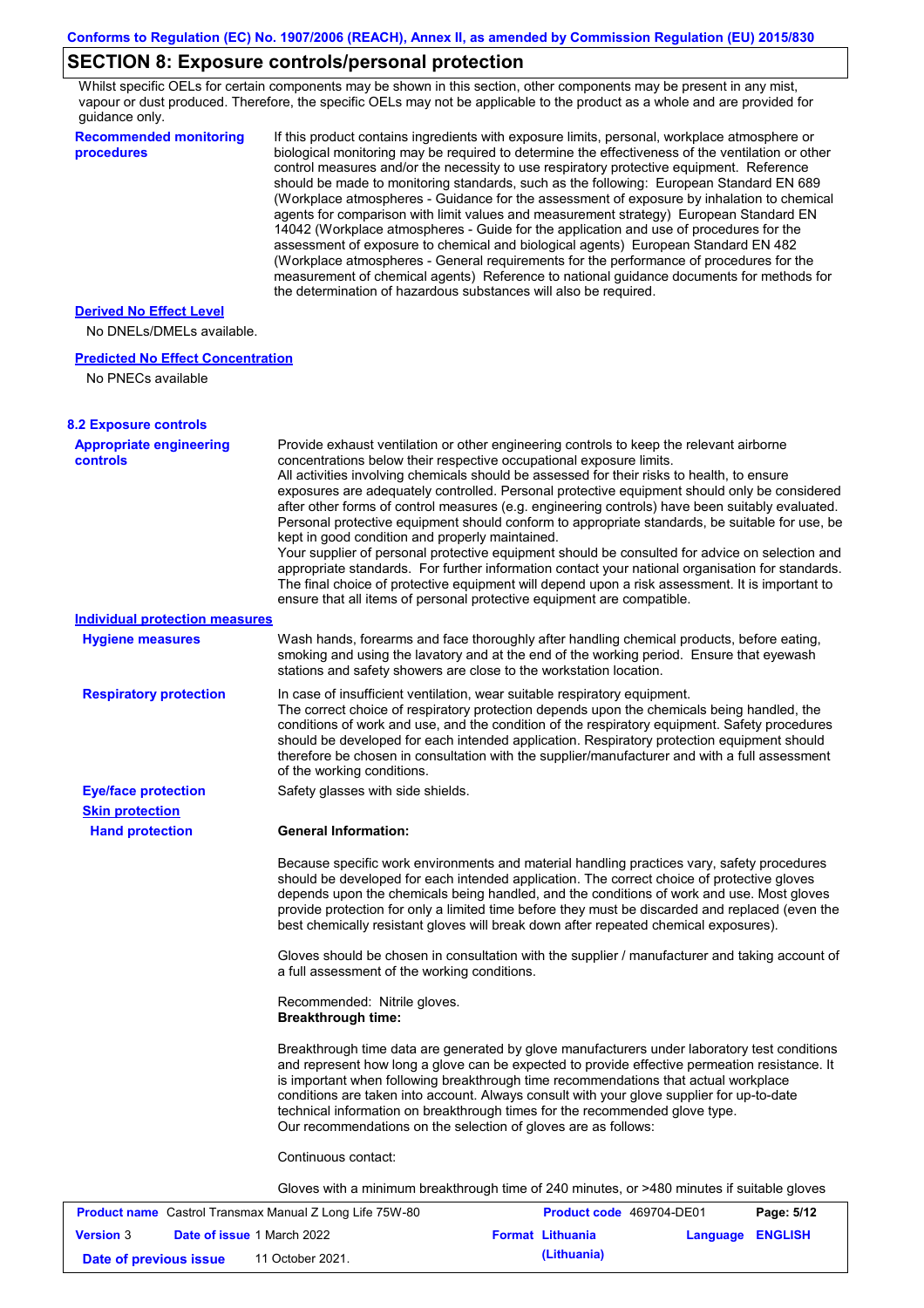## SECTION 8: Exposure controls/personal protection

Whilst specific OELs for certain components may be shown in this section, other components may be present in any mist, vapour or dust produced. Therefore, the specific OELs may not be applicable to the product as a whole and are provided for guidance only.

**Recommended monitoring procedures**

If this product contains ingredients with exposure limits, personal, workplace atmosphere or biological monitoring may be required to determine the effectiveness of the ventilation or other control measures and/or the necessity to use respiratory protective equipment. Reference should be made to monitoring standards, such as the following: European Standard EN 689 (Workplace atmospheres - Guidance for the assessment of exposure by inhalation to chemical agents for comparison with limit values and measurement strategy) European Standard EN 14042 (Workplace atmospheres - Guide for the application and use of procedures for the assessment of exposure to chemical and biological agents) European Standard EN 482 (Workplace atmospheres - General requirements for the performance of procedures for the measurement of chemical agents) Reference to national guidance documents for methods for the determination of hazardous substances will also be required.

**Derived No Effect Level**

No DNELs/DMELs available.

**Predicted No Effect Concentration**

No PNECs available

### 8.2 Exposure controls

**Appropriate engineering controls**

Provide exhaust ventilation or other engineering controls to keep the relevant airborne concentrations below their respective occupational exposure limits.
All activities involving chemicals should be assessed for their risks to health, to ensure exposures are adequately controlled. Personal protective equipment should only be considered after other forms of control measures (e.g. engineering controls) have been suitably evaluated. Personal protective equipment should conform to appropriate standards, be suitable for use, be kept in good condition and properly maintained.
Your supplier of personal protective equipment should be consulted for advice on selection and appropriate standards. For further information contact your national organisation for standards. The final choice of protective equipment will depend upon a risk assessment. It is important to ensure that all items of personal protective equipment are compatible.

**Individual protection measures**

**Hygiene measures**

Wash hands, forearms and face thoroughly after handling chemical products, before eating, smoking and using the lavatory and at the end of the working period. Ensure that eyewash stations and safety showers are close to the workstation location.

**Respiratory protection**

In case of insufficient ventilation, wear suitable respiratory equipment.
The correct choice of respiratory protection depends upon the chemicals being handled, the conditions of work and use, and the condition of the respiratory equipment. Safety procedures should be developed for each intended application. Respiratory protection equipment should therefore be chosen in consultation with the supplier/manufacturer and with a full assessment of the working conditions.

**Eye/face protection**

Safety glasses with side shields.

**Skin protection**

**Hand protection**

**General Information:**

Because specific work environments and material handling practices vary, safety procedures should be developed for each intended application. The correct choice of protective gloves depends upon the chemicals being handled, and the conditions of work and use. Most gloves provide protection for only a limited time before they must be discarded and replaced (even the best chemically resistant gloves will break down after repeated chemical exposures).

Gloves should be chosen in consultation with the supplier / manufacturer and taking account of a full assessment of the working conditions.

Recommended: Nitrile gloves.
**Breakthrough time:**

Breakthrough time data are generated by glove manufacturers under laboratory test conditions and represent how long a glove can be expected to provide effective permeation resistance. It is important when following breakthrough time recommendations that actual workplace conditions are taken into account. Always consult with your glove supplier for up-to-date technical information on breakthrough times for the recommended glove type.
Our recommendations on the selection of gloves are as follows:

Continuous contact:

Gloves with a minimum breakthrough time of 240 minutes, or >480 minutes if suitable gloves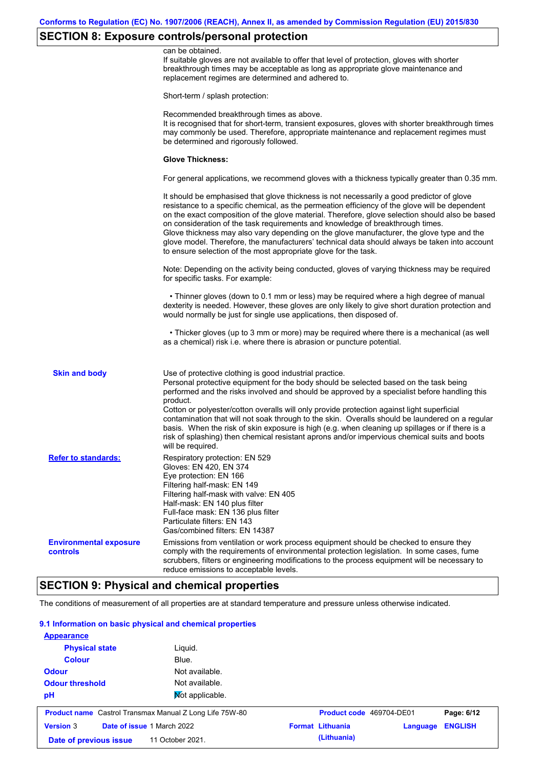## SECTION 8: Exposure controls/personal protection

can be obtained.
If suitable gloves are not available to offer that level of protection, gloves with shorter breakthrough times may be acceptable as long as appropriate glove maintenance and replacement regimes are determined and adhered to.

Short-term / splash protection:

Recommended breakthrough times as above.
It is recognised that for short-term, transient exposures, gloves with shorter breakthrough times may commonly be used. Therefore, appropriate maintenance and replacement regimes must be determined and rigorously followed.

**Glove Thickness:**

For general applications, we recommend gloves with a thickness typically greater than 0.35 mm.

It should be emphasised that glove thickness is not necessarily a good predictor of glove resistance to a specific chemical, as the permeation efficiency of the glove will be dependent on the exact composition of the glove material. Therefore, glove selection should also be based on consideration of the task requirements and knowledge of breakthrough times.
Glove thickness may also vary depending on the glove manufacturer, the glove type and the glove model. Therefore, the manufacturers' technical data should always be taken into account to ensure selection of the most appropriate glove for the task.

Note: Depending on the activity being conducted, gloves of varying thickness may be required for specific tasks. For example:

• Thinner gloves (down to 0.1 mm or less) may be required where a high degree of manual dexterity is needed. However, these gloves are only likely to give short duration protection and would normally be just for single use applications, then disposed of.

• Thicker gloves (up to 3 mm or more) may be required where there is a mechanical (as well as a chemical) risk i.e. where there is abrasion or puncture potential.

**Skin and body**

Use of protective clothing is good industrial practice.
Personal protective equipment for the body should be selected based on the task being performed and the risks involved and should be approved by a specialist before handling this product.
Cotton or polyester/cotton overalls will only provide protection against light superficial contamination that will not soak through to the skin. Overalls should be laundered on a regular basis. When the risk of skin exposure is high (e.g. when cleaning up spillages or if there is a risk of splashing) then chemical resistant aprons and/or impervious chemical suits and boots will be required.

**Refer to standards:**

Respiratory protection: EN 529
Gloves: EN 420, EN 374
Eye protection: EN 166
Filtering half-mask: EN 149
Filtering half-mask with valve: EN 405
Half-mask: EN 140 plus filter
Full-face mask: EN 136 plus filter
Particulate filters: EN 143
Gas/combined filters: EN 14387

**Environmental exposure controls**

Emissions from ventilation or work process equipment should be checked to ensure they comply with the requirements of environmental protection legislation. In some cases, fume scrubbers, filters or engineering modifications to the process equipment will be necessary to reduce emissions to acceptable levels.

## SECTION 9: Physical and chemical properties

The conditions of measurement of all properties are at standard temperature and pressure unless otherwise indicated.

### 9.1 Information on basic physical and chemical properties

**Appearance**

| | |
|---|---|
| **Physical state** | Liquid. |
| **Colour** | Blue. |
| **Odour** | Not available. |
| **Odour threshold** | Not available. |
| **pH** | Not applicable. |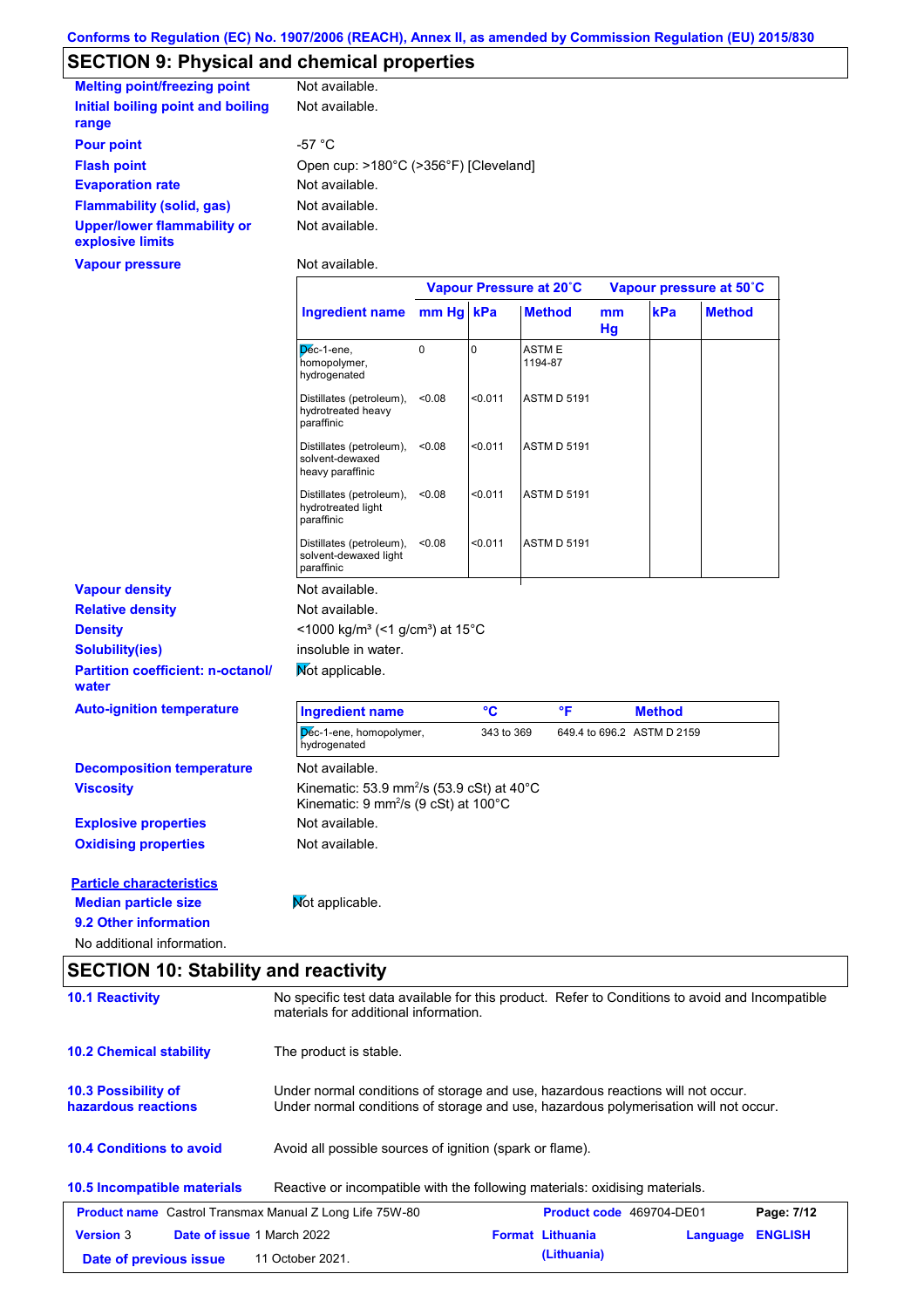Conforms to Regulation (EC) No. 1907/2006 (REACH), Annex II, as amended by Commission Regulation (EU) 2015/830

## SECTION 9: Physical and chemical properties

**Melting point/freezing point**: Not available.

**Initial boiling point and boiling range**: Not available.

**Pour point**: -57 °C

**Flash point**: Open cup: >180°C (>356°F) [Cleveland]

**Evaporation rate**: Not available.

**Flammability (solid, gas)**: Not available.

**Upper/lower flammability or explosive limits**: Not available.

**Vapour pressure**: Not available.

| Ingredient name | Vapour Pressure at 20˚C | | | Vapour pressure at 50˚C | | |
|---|---|---|---|---|---|---|
| | mm Hg | kPa | Method | mm Hg | kPa | Method |
| Dec-1-ene, homopolymer, hydrogenated | 0 | 0 | ASTM E 1194-87 | | | |
| Distillates (petroleum), hydrotreated heavy paraffinic | <0.08 | <0.011 | ASTM D 5191 | | | |
| Distillates (petroleum), solvent-dewaxed heavy paraffinic | <0.08 | <0.011 | ASTM D 5191 | | | |
| Distillates (petroleum), hydrotreated light paraffinic | <0.08 | <0.011 | ASTM D 5191 | | | |
| Distillates (petroleum), solvent-dewaxed light paraffinic | <0.08 | <0.011 | ASTM D 5191 | | | |

**Vapour density**: Not available.

**Relative density**: Not available.

**Density**: <1000 kg/m³ (<1 g/cm³) at 15°C

**Solubility(ies)**: insoluble in water.

**Partition coefficient: n-octanol/water**: Not applicable.

**Auto-ignition temperature**:

| Ingredient name | °C | °F | Method |
|---|---|---|---|
| Dec-1-ene, homopolymer, hydrogenated | 343 to 369 | 649.4 to 696.2 | ASTM D 2159 |

**Decomposition temperature**: Not available.

**Viscosity**: Kinematic: 53.9 mm²/s (53.9 cSt) at 40°C
Kinematic: 9 mm²/s (9 cSt) at 100°C

**Explosive properties**: Not available.

**Oxidising properties**: Not available.

**Particle characteristics**

**Median particle size**: Not applicable.

**9.2 Other information**

No additional information.

## SECTION 10: Stability and reactivity

**10.1 Reactivity**: No specific test data available for this product. Refer to Conditions to avoid and Incompatible materials for additional information.

**10.2 Chemical stability**: The product is stable.

**10.3 Possibility of hazardous reactions**: Under normal conditions of storage and use, hazardous reactions will not occur.
Under normal conditions of storage and use, hazardous polymerisation will not occur.

**10.4 Conditions to avoid**: Avoid all possible sources of ignition (spark or flame).

**10.5 Incompatible materials**: Reactive or incompatible with the following materials: oxidising materials.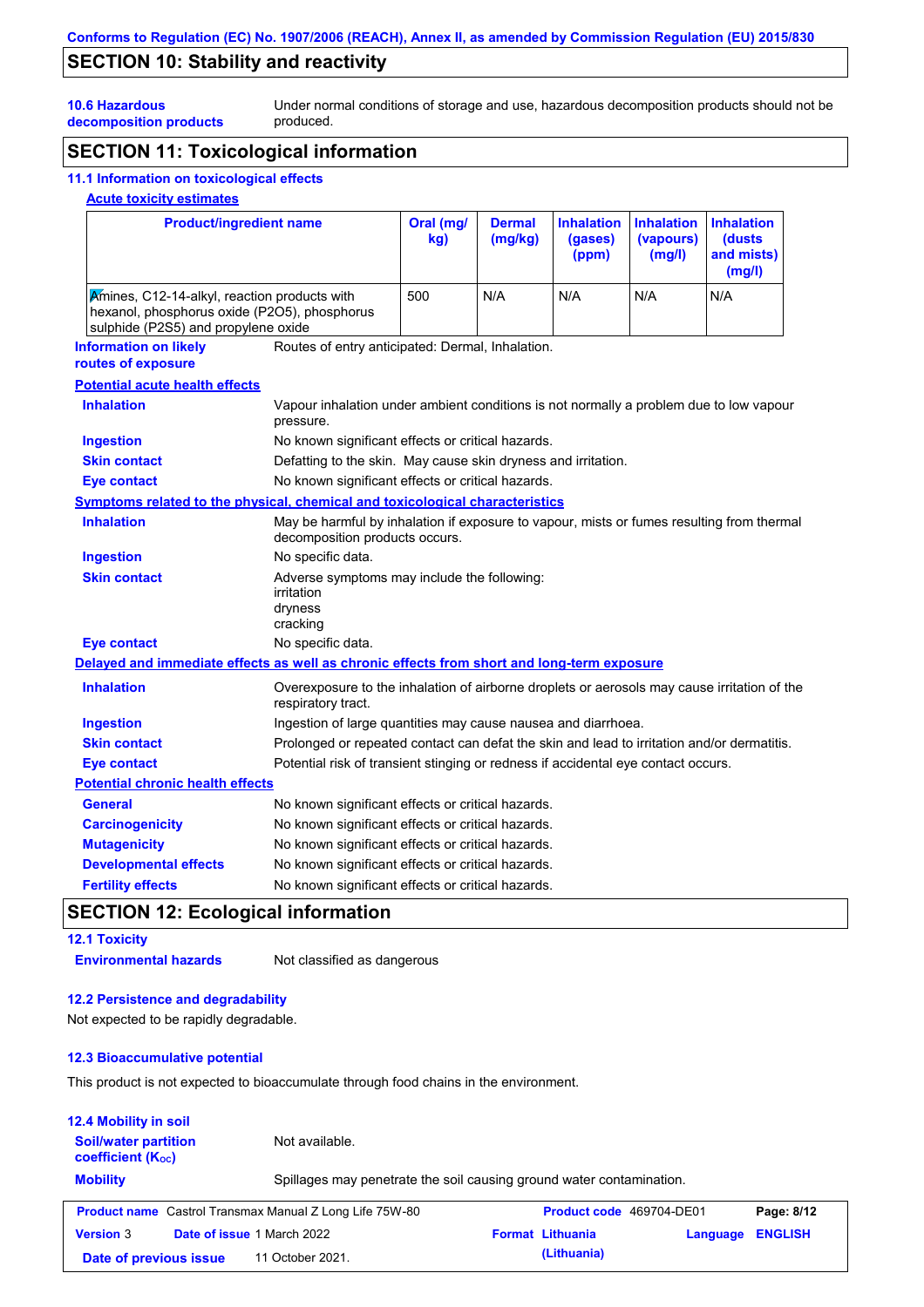## SECTION 10: Stability and reactivity

**10.6 Hazardous decomposition products**: Under normal conditions of storage and use, hazardous decomposition products should not be produced.

## SECTION 11: Toxicological information

### 11.1 Information on toxicological effects

**Acute toxicity estimates**

| Product/ingredient name | Oral (mg/kg) | Dermal (mg/kg) | Inhalation (gases) (ppm) | Inhalation (vapours) (mg/l) | Inhalation (dusts and mists) (mg/l) |
|---|---|---|---|---|---|
| Amines, C12-14-alkyl, reaction products with hexanol, phosphorus oxide (P2O5), phosphorus sulphide (P2S5) and propylene oxide | 500 | N/A | N/A | N/A | N/A |

**Information on likely routes of exposure**: Routes of entry anticipated: Dermal, Inhalation.

**Potential acute health effects**

- **Inhalation**: Vapour inhalation under ambient conditions is not normally a problem due to low vapour pressure.
- **Ingestion**: No known significant effects or critical hazards.
- **Skin contact**: Defatting to the skin. May cause skin dryness and irritation.
- **Eye contact**: No known significant effects or critical hazards.

**Symptoms related to the physical, chemical and toxicological characteristics**

- **Inhalation**: May be harmful by inhalation if exposure to vapour, mists or fumes resulting from thermal decomposition products occurs.
- **Ingestion**: No specific data.
- **Skin contact**: Adverse symptoms may include the following:
  irritation
  dryness
  cracking
- **Eye contact**: No specific data.

**Delayed and immediate effects as well as chronic effects from short and long-term exposure**

- **Inhalation**: Overexposure to the inhalation of airborne droplets or aerosols may cause irritation of the respiratory tract.
- **Ingestion**: Ingestion of large quantities may cause nausea and diarrhoea.
- **Skin contact**: Prolonged or repeated contact can defat the skin and lead to irritation and/or dermatitis.
- **Eye contact**: Potential risk of transient stinging or redness if accidental eye contact occurs.

**Potential chronic health effects**

- **General**: No known significant effects or critical hazards.
- **Carcinogenicity**: No known significant effects or critical hazards.
- **Mutagenicity**: No known significant effects or critical hazards.
- **Developmental effects**: No known significant effects or critical hazards.
- **Fertility effects**: No known significant effects or critical hazards.

## SECTION 12: Ecological information

### 12.1 Toxicity

**Environmental hazards**: Not classified as dangerous

### 12.2 Persistence and degradability

Not expected to be rapidly degradable.

### 12.3 Bioaccumulative potential

This product is not expected to bioaccumulate through food chains in the environment.

### 12.4 Mobility in soil

**Soil/water partition coefficient ($K_{OC}$)**: Not available.

**Mobility**: Spillages may penetrate the soil causing ground water contamination.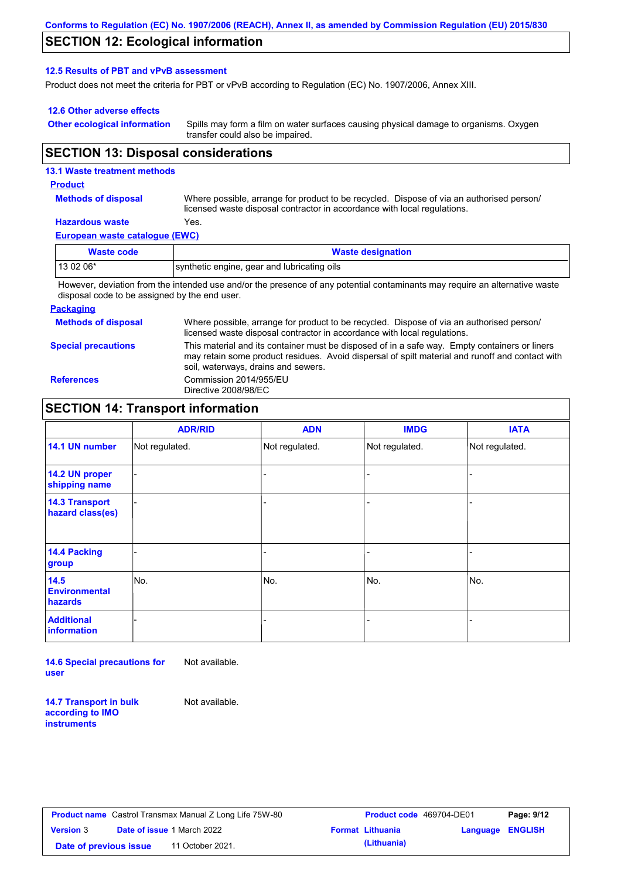## SECTION 12: Ecological information

### 12.5 Results of PBT and vPvB assessment

Product does not meet the criteria for PBT or vPvB according to Regulation (EC) No. 1907/2006, Annex XIII.

### 12.6 Other adverse effects

**Other ecological information**: Spills may form a film on water surfaces causing physical damage to organisms. Oxygen transfer could also be impaired.

## SECTION 13: Disposal considerations

### 13.1 Waste treatment methods

**Product**

**Methods of disposal**: Where possible, arrange for product to be recycled. Dispose of via an authorised person/ licensed waste disposal contractor in accordance with local regulations.

**Hazardous waste**: Yes.

**European waste catalogue (EWC)**

| Waste code | Waste designation |
|---|---|
| 13 02 06* | synthetic engine, gear and lubricating oils |

However, deviation from the intended use and/or the presence of any potential contaminants may require an alternative waste disposal code to be assigned by the end user.

**Packaging**

**Methods of disposal**: Where possible, arrange for product to be recycled. Dispose of via an authorised person/ licensed waste disposal contractor in accordance with local regulations.

**Special precautions**: This material and its container must be disposed of in a safe way. Empty containers or liners may retain some product residues. Avoid dispersal of spilt material and runoff and contact with soil, waterways, drains and sewers.

**References**: Commission 2014/955/EU
Directive 2008/98/EC

## SECTION 14: Transport information

| | ADR/RID | ADN | IMDG | IATA |
|---|---|---|---|---|
| 14.1 UN number | Not regulated. | Not regulated. | Not regulated. | Not regulated. |
| 14.2 UN proper shipping name | - | - | - | - |
| 14.3 Transport hazard class(es) | - | - | - | - |
| 14.4 Packing group | - | - | - | - |
| 14.5 Environmental hazards | No. | No. | No. | No. |
| Additional information | - | - | - | - |

**14.6 Special precautions for user**: Not available.

**14.7 Transport in bulk according to IMO instruments**: Not available.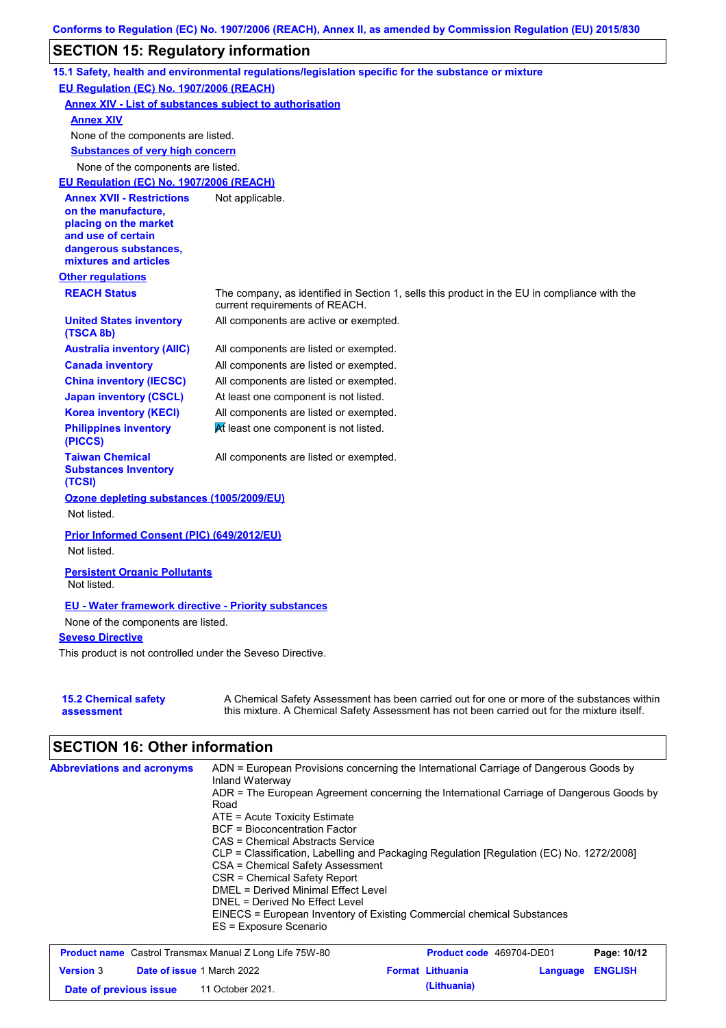## SECTION 15: Regulatory information

### 15.1 Safety, health and environmental regulations/legislation specific for the substance or mixture

**EU Regulation (EC) No. 1907/2006 (REACH)**

**Annex XIV - List of substances subject to authorisation**

**Annex XIV**

None of the components are listed.

**Substances of very high concern**

None of the components are listed.

**EU Regulation (EC) No. 1907/2006 (REACH)**

| | |
|---|---|
| **Annex XVII - Restrictions on the manufacture, placing on the market and use of certain dangerous substances, mixtures and articles** | Not applicable. |

**Other regulations**

| | |
|---|---|
| **REACH Status** | The company, as identified in Section 1, sells this product in the EU in compliance with the current requirements of REACH. |
| **United States inventory (TSCA 8b)** | All components are active or exempted. |
| **Australia inventory (AIIC)** | All components are listed or exempted. |
| **Canada inventory** | All components are listed or exempted. |
| **China inventory (IECSC)** | All components are listed or exempted. |
| **Japan inventory (CSCL)** | At least one component is not listed. |
| **Korea inventory (KECI)** | All components are listed or exempted. |
| **Philippines inventory (PICCS)** | At least one component is not listed. |
| **Taiwan Chemical Substances Inventory (TCSI)** | All components are listed or exempted. |

**Ozone depleting substances (1005/2009/EU)**

Not listed.

**Prior Informed Consent (PIC) (649/2012/EU)**

Not listed.

**Persistent Organic Pollutants**

Not listed.

**EU - Water framework directive - Priority substances**

None of the components are listed.

**Seveso Directive**

This product is not controlled under the Seveso Directive.

| | |
|---|---|
| **15.2 Chemical safety assessment** | A Chemical Safety Assessment has been carried out for one or more of the substances within this mixture. A Chemical Safety Assessment has not been carried out for the mixture itself. |

## SECTION 16: Other information

**Abbreviations and acronyms**

ADN = European Provisions concerning the International Carriage of Dangerous Goods by Inland Waterway
ADR = The European Agreement concerning the International Carriage of Dangerous Goods by Road
ATE = Acute Toxicity Estimate
BCF = Bioconcentration Factor
CAS = Chemical Abstracts Service
CLP = Classification, Labelling and Packaging Regulation [Regulation (EC) No. 1272/2008]
CSA = Chemical Safety Assessment
CSR = Chemical Safety Report
DMEL = Derived Minimal Effect Level
DNEL = Derived No Effect Level
EINECS = European Inventory of Existing Commercial chemical Substances
ES = Exposure Scenario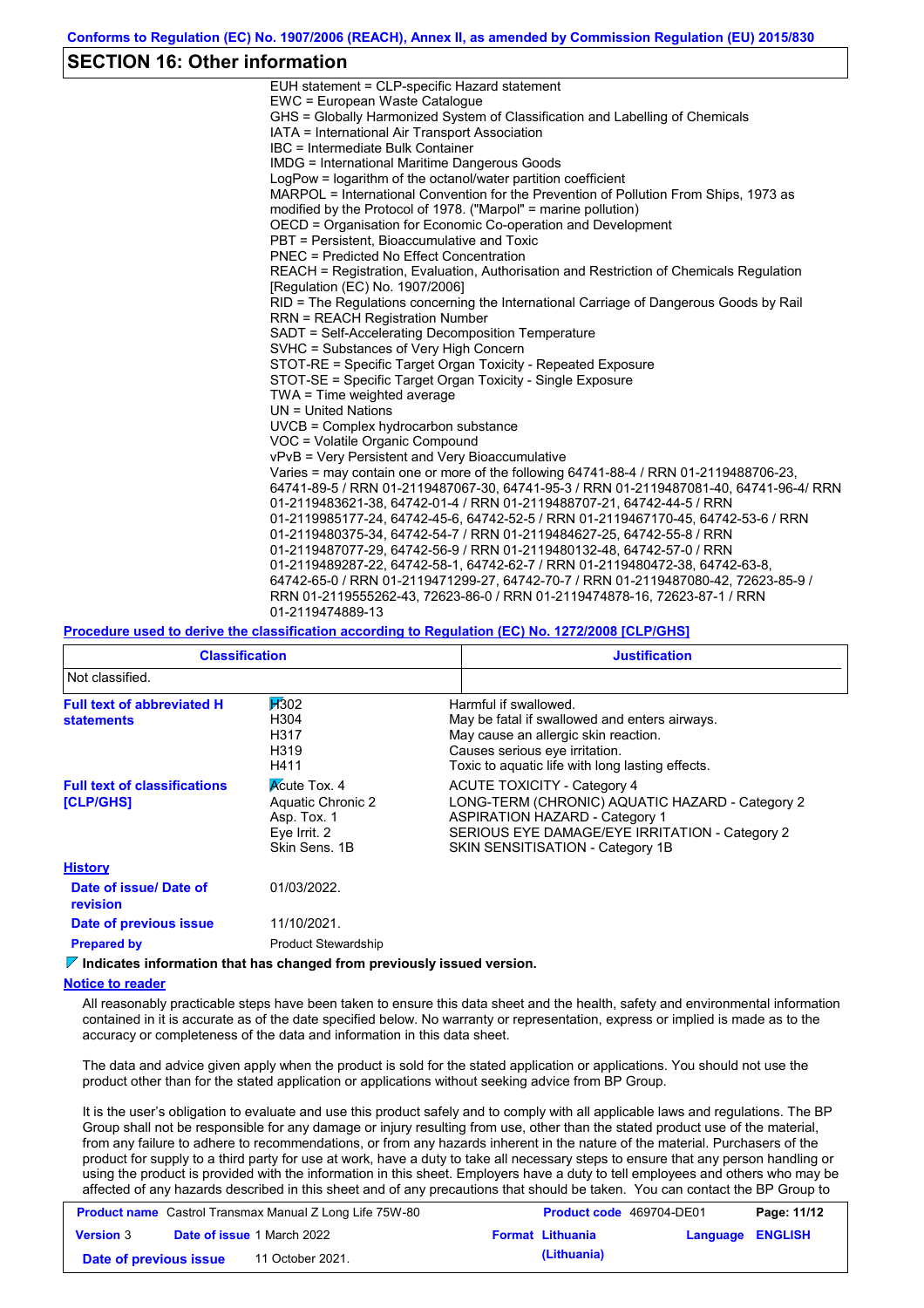## SECTION 16: Other information

EUH statement = CLP-specific Hazard statement
EWC = European Waste Catalogue
GHS = Globally Harmonized System of Classification and Labelling of Chemicals
IATA = International Air Transport Association
IBC = Intermediate Bulk Container
IMDG = International Maritime Dangerous Goods
LogPow = logarithm of the octanol/water partition coefficient
MARPOL = International Convention for the Prevention of Pollution From Ships, 1973 as modified by the Protocol of 1978. ("Marpol" = marine pollution)
OECD = Organisation for Economic Co-operation and Development
PBT = Persistent, Bioaccumulative and Toxic
PNEC = Predicted No Effect Concentration
REACH = Registration, Evaluation, Authorisation and Restriction of Chemicals Regulation [Regulation (EC) No. 1907/2006]
RID = The Regulations concerning the International Carriage of Dangerous Goods by Rail
RRN = REACH Registration Number
SADT = Self-Accelerating Decomposition Temperature
SVHC = Substances of Very High Concern
STOT-RE = Specific Target Organ Toxicity - Repeated Exposure
STOT-SE = Specific Target Organ Toxicity - Single Exposure
TWA = Time weighted average
UN = United Nations
UVCB = Complex hydrocarbon substance
VOC = Volatile Organic Compound
vPvB = Very Persistent and Very Bioaccumulative
Varies = may contain one or more of the following 64741-88-4 / RRN 01-2119488706-23, 64741-89-5 / RRN 01-2119487067-30, 64741-95-3 / RRN 01-2119487081-40, 64741-96-4/ RRN 01-2119483621-38, 64742-01-4 / RRN 01-2119488707-21, 64742-44-5 / RRN 01-2119985177-24, 64742-45-6, 64742-52-5 / RRN 01-2119467170-45, 64742-53-6 / RRN 01-2119480375-34, 64742-54-7 / RRN 01-2119484627-25, 64742-55-8 / RRN 01-2119487077-29, 64742-56-9 / RRN 01-2119480132-48, 64742-57-0 / RRN 01-2119489287-22, 64742-58-1, 64742-62-7 / RRN 01-2119480472-38, 64742-63-8, 64742-65-0 / RRN 01-2119471299-27, 64742-70-7 / RRN 01-2119487080-42, 72623-85-9 / RRN 01-2119555262-43, 72623-86-0 / RRN 01-2119474878-16, 72623-87-1 / RRN 01-2119474889-13

**Procedure used to derive the classification according to Regulation (EC) No. 1272/2008 [CLP/GHS]**

| Classification | Justification |
|---|---|
| Not classified. | |

**Full text of abbreviated H statements**

| | |
|---|---|
| H302 | Harmful if swallowed. |
| H304 | May be fatal if swallowed and enters airways. |
| H317 | May cause an allergic skin reaction. |
| H319 | Causes serious eye irritation. |
| H411 | Toxic to aquatic life with long lasting effects. |

**Full text of classifications [CLP/GHS]**

| | |
|---|---|
| Acute Tox. 4 | ACUTE TOXICITY - Category 4 |
| Aquatic Chronic 2 | LONG-TERM (CHRONIC) AQUATIC HAZARD - Category 2 |
| Asp. Tox. 1 | ASPIRATION HAZARD - Category 1 |
| Eye Irrit. 2 | SERIOUS EYE DAMAGE/EYE IRRITATION - Category 2 |
| Skin Sens. 1B | SKIN SENSITISATION - Category 1B |

**History**

**Date of issue/ Date of revision** 01/03/2022.

**Date of previous issue** 11/10/2021.

**Prepared by** Product Stewardship

**Indicates information that has changed from previously issued version.**

**Notice to reader**

All reasonably practicable steps have been taken to ensure this data sheet and the health, safety and environmental information contained in it is accurate as of the date specified below. No warranty or representation, express or implied is made as to the accuracy or completeness of the data and information in this data sheet.

The data and advice given apply when the product is sold for the stated application or applications. You should not use the product other than for the stated application or applications without seeking advice from BP Group.

It is the user's obligation to evaluate and use this product safely and to comply with all applicable laws and regulations. The BP Group shall not be responsible for any damage or injury resulting from use, other than the stated product use of the material, from any failure to adhere to recommendations, or from any hazards inherent in the nature of the material. Purchasers of the product for supply to a third party for use at work, have a duty to take all necessary steps to ensure that any person handling or using the product is provided with the information in this sheet. Employers have a duty to tell employees and others who may be affected of any hazards described in this sheet and of any precautions that should be taken. You can contact the BP Group to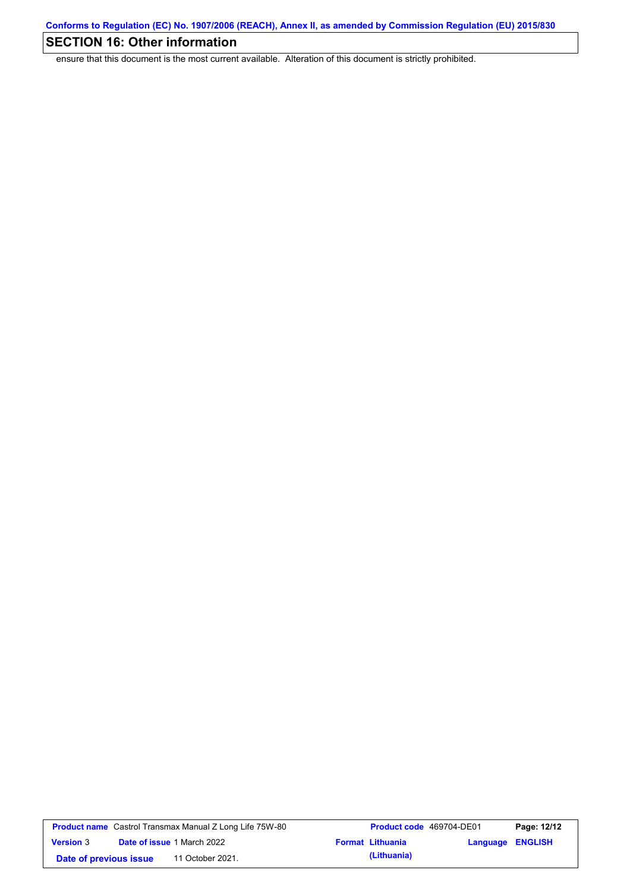## SECTION 16: Other information

ensure that this document is the most current available. Alteration of this document is strictly prohibited.